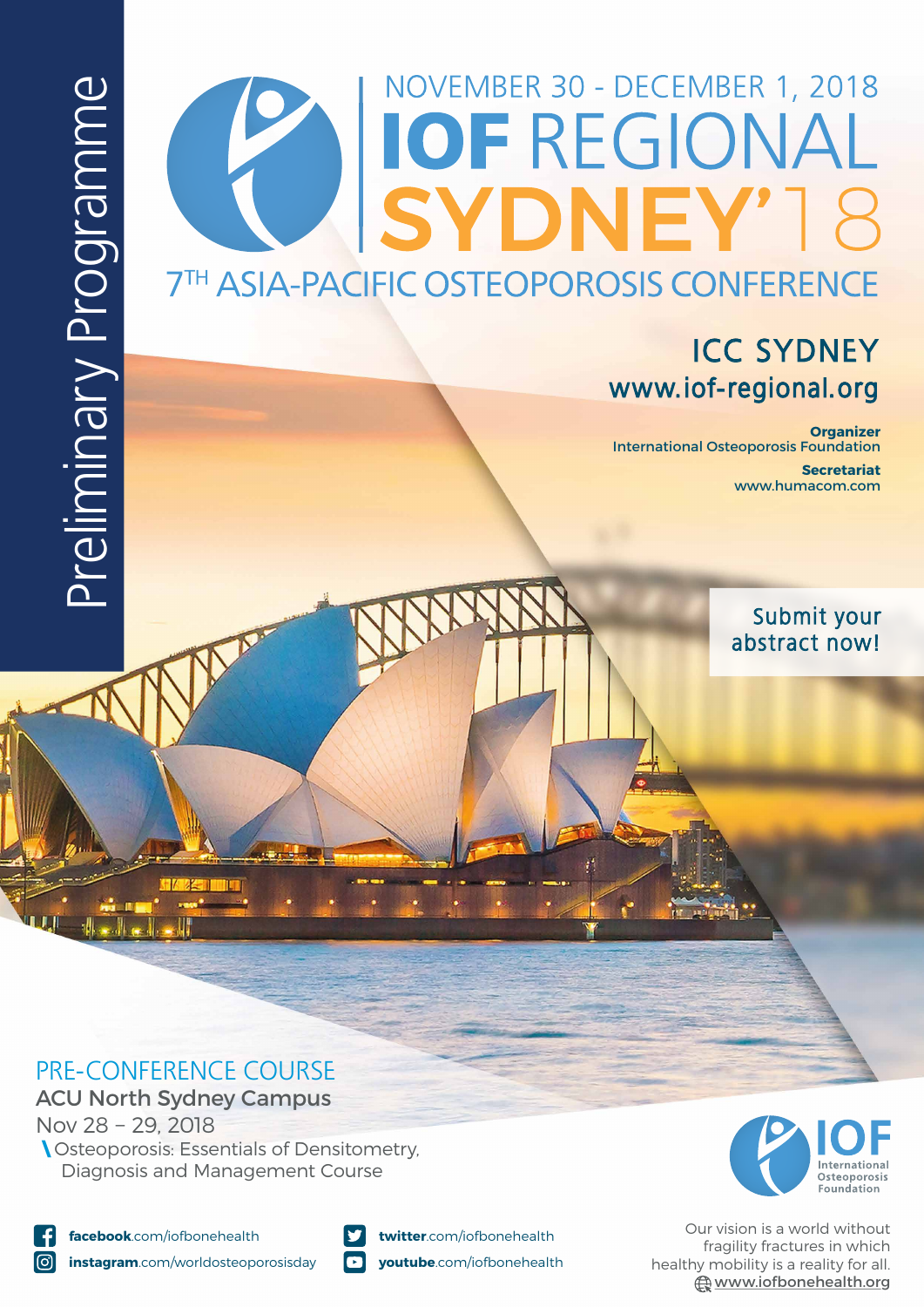Preliminary Programme

NOVEMBER 30 - DECEMBER 1, 2018

# IOF REGIONAL SYDNEY'18

## 7TH ASIA-PACIFIC OSTEOPOROSIS CONFERENCE

ICC SYDNEY
www.iof-regional.org

**Organizer**
International Osteoporosis Foundation

**Secretariat**
www.humacom.com

Submit your abstract now!

## PRE-CONFERENCE COURSE

**ACU North Sydney Campus**
Nov 28 – 29, 2018
Osteoporosis: Essentials of Densitometry, Diagnosis and Management Course

IOF
International Osteoporosis Foundation

**facebook**.com/iofbonehealth
**instagram**.com/worldosteoporosisday
**twitter**.com/iofbonehealth
**youtube**.com/iofbonehealth

Our vision is a world without fragility fractures in which healthy mobility is a reality for all.
www.iofbonehealth.org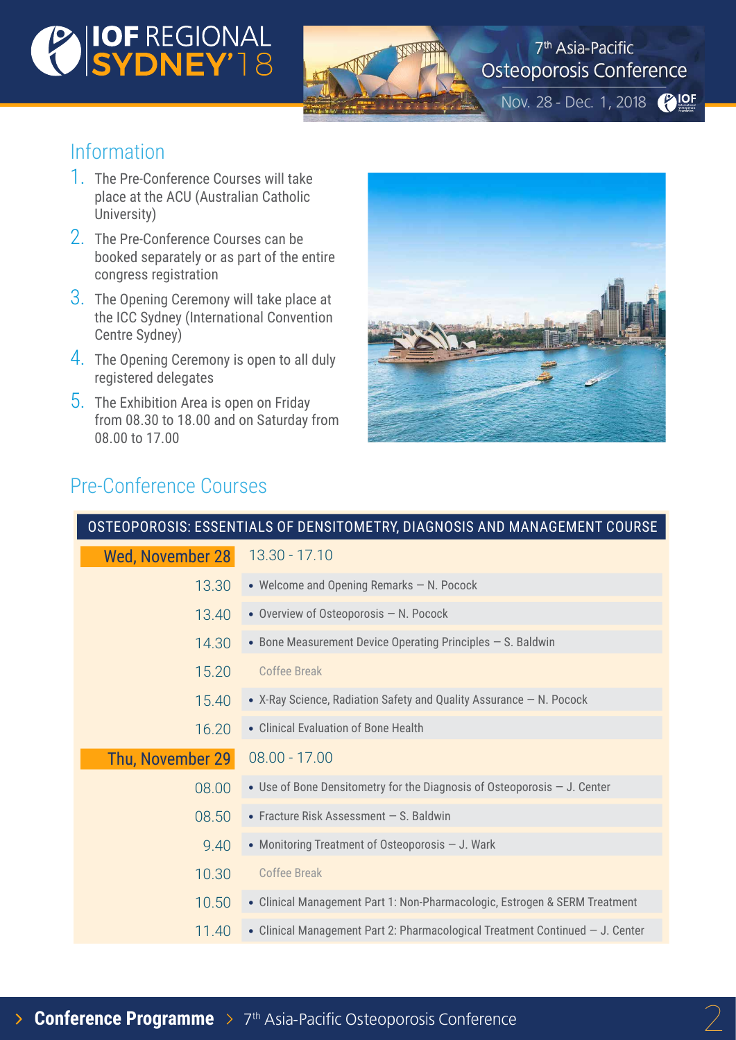## Information

1. The Pre-Conference Courses will take place at the ACU (Australian Catholic University)
2. The Pre-Conference Courses can be booked separately or as part of the entire congress registration
3. The Opening Ceremony will take place at the ICC Sydney (International Convention Centre Sydney)
4. The Opening Ceremony is open to all duly registered delegates
5. The Exhibition Area is open on Friday from 08.30 to 18.00 and on Saturday from 08.00 to 17.00

## Pre-Conference Courses

| OSTEOPOROSIS: ESSENTIALS OF DENSITOMETRY, DIAGNOSIS AND MANAGEMENT COURSE | |
|---|---|
| **Wed, November 28** | 13.30 - 17.10 |
| 13.30 | • Welcome and Opening Remarks – N. Pocock |
| 13.40 | • Overview of Osteoporosis – N. Pocock |
| 14.30 | • Bone Measurement Device Operating Principles – S. Baldwin |
| 15.20 | Coffee Break |
| 15.40 | • X-Ray Science, Radiation Safety and Quality Assurance – N. Pocock |
| 16.20 | • Clinical Evaluation of Bone Health |
| **Thu, November 29** | 08.00 - 17.00 |
| 08.00 | • Use of Bone Densitometry for the Diagnosis of Osteoporosis – J. Center |
| 08.50 | • Fracture Risk Assessment – S. Baldwin |
| 9.40 | • Monitoring Treatment of Osteoporosis – J. Wark |
| 10.30 | Coffee Break |
| 10.50 | • Clinical Management Part 1: Non-Pharmacologic, Estrogen & SERM Treatment |
| 11.40 | • Clinical Management Part 2: Pharmacological Treatment Continued – J. Center |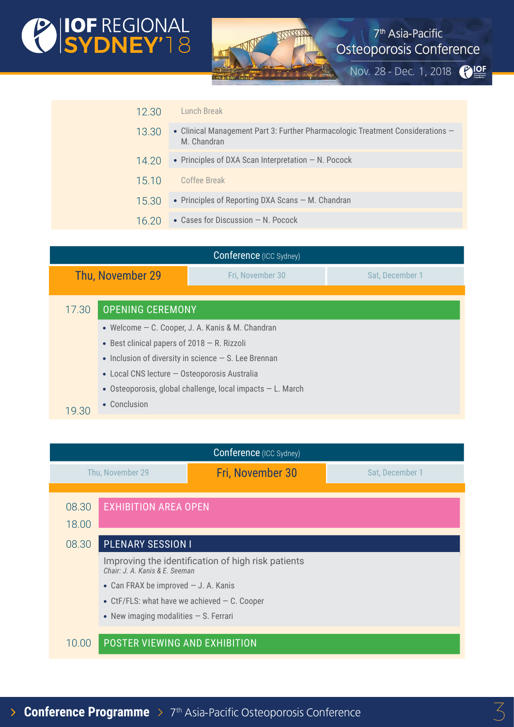| | |
|---|---|
| 12.30 | Lunch Break |
| 13.30 | • Clinical Management Part 3: Further Pharmacologic Treatment Considerations – M. Chandran |
| 14.20 | • Principles of DXA Scan Interpretation – N. Pocock |
| 15.10 | Coffee Break |
| 15.30 | • Principles of Reporting DXA Scans – M. Chandran |
| 16.20 | • Cases for Discussion – N. Pocock |

## Conference (ICC Sydney)

**Thu, November 29** | Fri, November 30 | Sat, December 1

**17.30 – 19.30 OPENING CEREMONY**

- Welcome – C. Cooper, J. A. Kanis & M. Chandran
- Best clinical papers of 2018 – R. Rizzoli
- Inclusion of diversity in science – S. Lee Brennan
- Local CNS lecture – Osteoporosis Australia
- Osteoporosis, global challenge, local impacts – L. March
- Conclusion

## Conference (ICC Sydney)

Thu, November 29 | **Fri, November 30** | Sat, December 1

**08.30 – 18.00 EXHIBITION AREA OPEN**

**08.30 PLENARY SESSION I**

Improving the identification of high risk patients
*Chair: J. A. Kanis & E. Seeman*

- Can FRAX be improved – J. A. Kanis
- CtF/FLS: what have we achieved – C. Cooper
- New imaging modalities – S. Ferrari

**10.00 POSTER VIEWING AND EXHIBITION**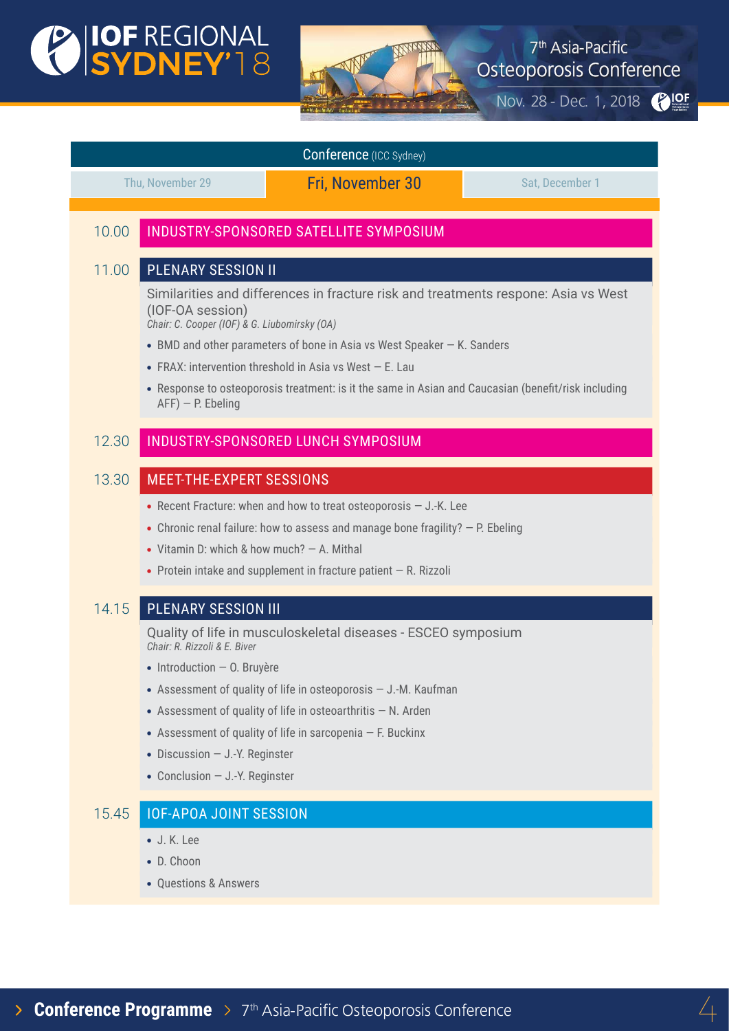# Conference (ICC Sydney)

Thu, November 29 | **Fri, November 30** | Sat, December 1

## Fri, November 30

**10.00** INDUSTRY-SPONSORED SATELLITE SYMPOSIUM

**11.00** PLENARY SESSION II

Similarities and differences in fracture risk and treatments respone: Asia vs West (IOF-OA session)
*Chair: C. Cooper (IOF) & G. Liubomirsky (OA)*

- BMD and other parameters of bone in Asia vs West Speaker — K. Sanders
- FRAX: intervention threshold in Asia vs West — E. Lau
- Response to osteoporosis treatment: is it the same in Asian and Caucasian (benefit/risk including AFF) — P. Ebeling

**12.30** INDUSTRY-SPONSORED LUNCH SYMPOSIUM

**13.30** MEET-THE-EXPERT SESSIONS

- Recent Fracture: when and how to treat osteoporosis — J.-K. Lee
- Chronic renal failure: how to assess and manage bone fragility? — P. Ebeling
- Vitamin D: which & how much? — A. Mithal
- Protein intake and supplement in fracture patient — R. Rizzoli

**14.15** PLENARY SESSION III

Quality of life in musculoskeletal diseases - ESCEO symposium
*Chair: R. Rizzoli & E. Biver*

- Introduction — O. Bruyère
- Assessment of quality of life in osteoporosis — J.-M. Kaufman
- Assessment of quality of life in osteoarthritis — N. Arden
- Assessment of quality of life in sarcopenia — F. Buckinx
- Discussion — J.-Y. Reginster
- Conclusion — J.-Y. Reginster

**15.45** IOF-APOA JOINT SESSION

- J. K. Lee
- D. Choon
- Questions & Answers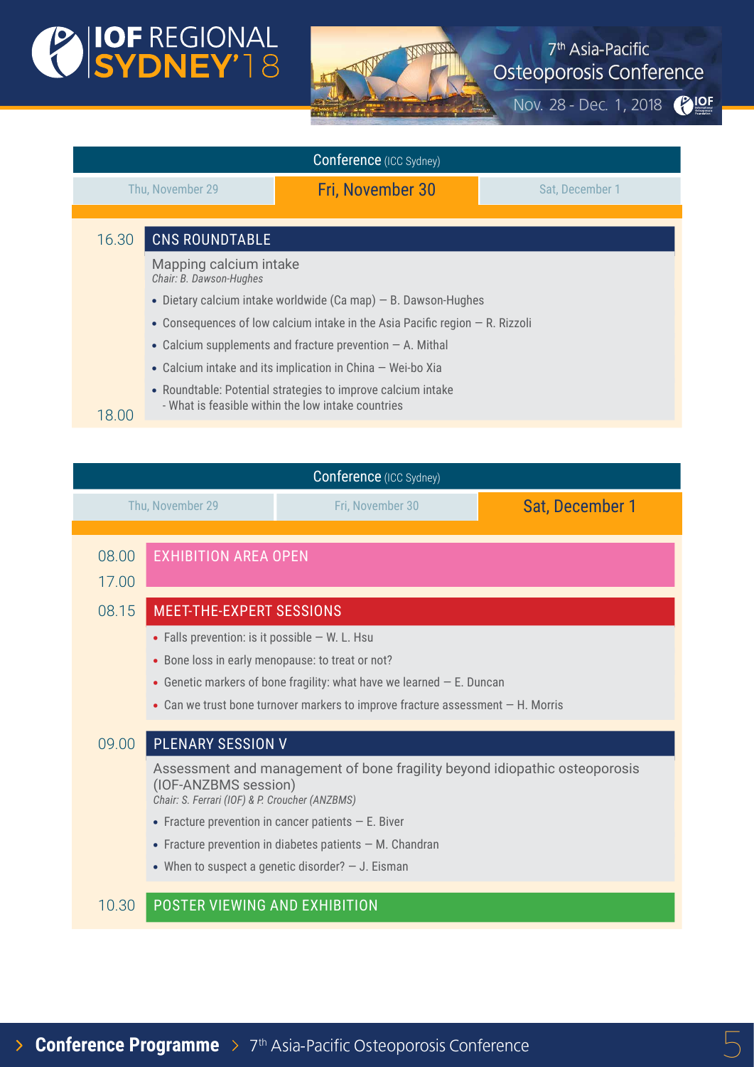## Conference (ICC Sydney)

Thu, November 29 | **Fri, November 30** | Sat, December 1

**16.30 – 18.00**

### CNS ROUNDTABLE

Mapping calcium intake
*Chair: B. Dawson-Hughes*

- Dietary calcium intake worldwide (Ca map) — B. Dawson-Hughes
- Consequences of low calcium intake in the Asia Pacific region — R. Rizzoli
- Calcium supplements and fracture prevention — A. Mithal
- Calcium intake and its implication in China — Wei-bo Xia
- Roundtable: Potential strategies to improve calcium intake
  - What is feasible within the low intake countries

## Conference (ICC Sydney)

Thu, November 29 | Fri, November 30 | **Sat, December 1**

**08.00 – 17.00**

### EXHIBITION AREA OPEN

**08.15**

### MEET-THE-EXPERT SESSIONS

- Falls prevention: is it possible — W. L. Hsu
- Bone loss in early menopause: to treat or not?
- Genetic markers of bone fragility: what have we learned — E. Duncan
- Can we trust bone turnover markers to improve fracture assessment — H. Morris

**09.00**

### PLENARY SESSION V

Assessment and management of bone fragility beyond idiopathic osteoporosis (IOF-ANZBMS session)
*Chair: S. Ferrari (IOF) & P. Croucher (ANZBMS)*

- Fracture prevention in cancer patients — E. Biver
- Fracture prevention in diabetes patients — M. Chandran
- When to suspect a genetic disorder? — J. Eisman

**10.30**

### POSTER VIEWING AND EXHIBITION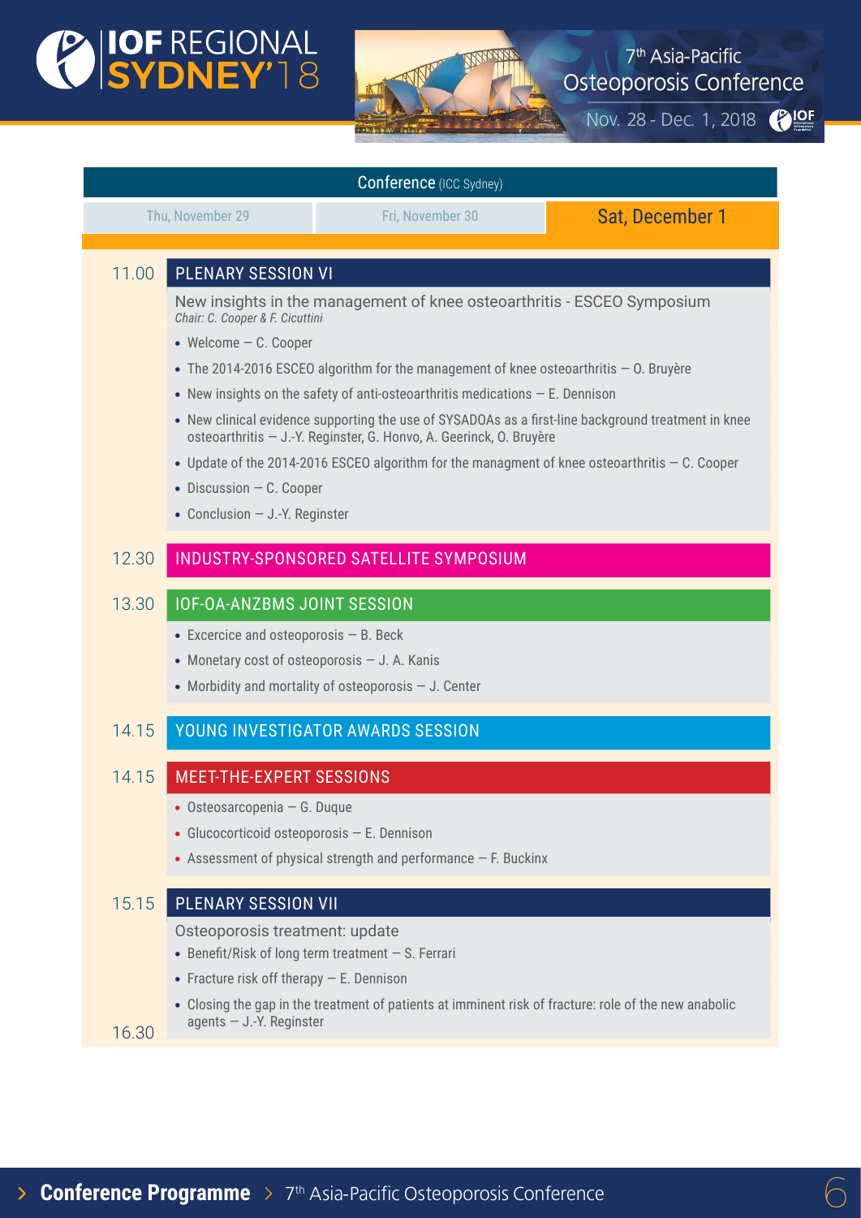# IOF REGIONAL SYDNEY'18

7th Asia-Pacific Osteoporosis Conference

Nov. 28 - Dec. 1, 2018

## Conference (ICC Sydney)

Thu, November 29 | Fri, November 30 | **Sat, December 1**

### 11.00 PLENARY SESSION VI

New insights in the management of knee osteoarthritis - ESCEO Symposium

*Chair: C. Cooper & F. Cicuttini*

- Welcome – C. Cooper
- The 2014-2016 ESCEO algorithm for the management of knee osteoarthritis – O. Bruyère
- New insights on the safety of anti-osteoarthritis medications – E. Dennison
- New clinical evidence supporting the use of SYSADOAs as a first-line background treatment in knee osteoarthritis – J.-Y. Reginster, G. Honvo, A. Geerinck, O. Bruyère
- Update of the 2014-2016 ESCEO algorithm for the managment of knee osteoarthritis – C. Cooper
- Discussion – C. Cooper
- Conclusion – J.-Y. Reginster

### 12.30 INDUSTRY-SPONSORED SATELLITE SYMPOSIUM

### 13.30 IOF-OA-ANZBMS JOINT SESSION

- Excercice and osteoporosis – B. Beck
- Monetary cost of osteoporosis – J. A. Kanis
- Morbidity and mortality of osteoporosis – J. Center

### 14.15 YOUNG INVESTIGATOR AWARDS SESSION

### 14.15 MEET-THE-EXPERT SESSIONS

- Osteosarcopenia – G. Duque
- Glucocorticoid osteoporosis – E. Dennison
- Assessment of physical strength and performance – F. Buckinx

### 15.15 PLENARY SESSION VII

Osteoporosis treatment: update

- Benefit/Risk of long term treatment – S. Ferrari
- Fracture risk off therapy – E. Dennison
- Closing the gap in the treatment of patients at imminent risk of fracture: role of the new anabolic agents – J.-Y. Reginster

16.30